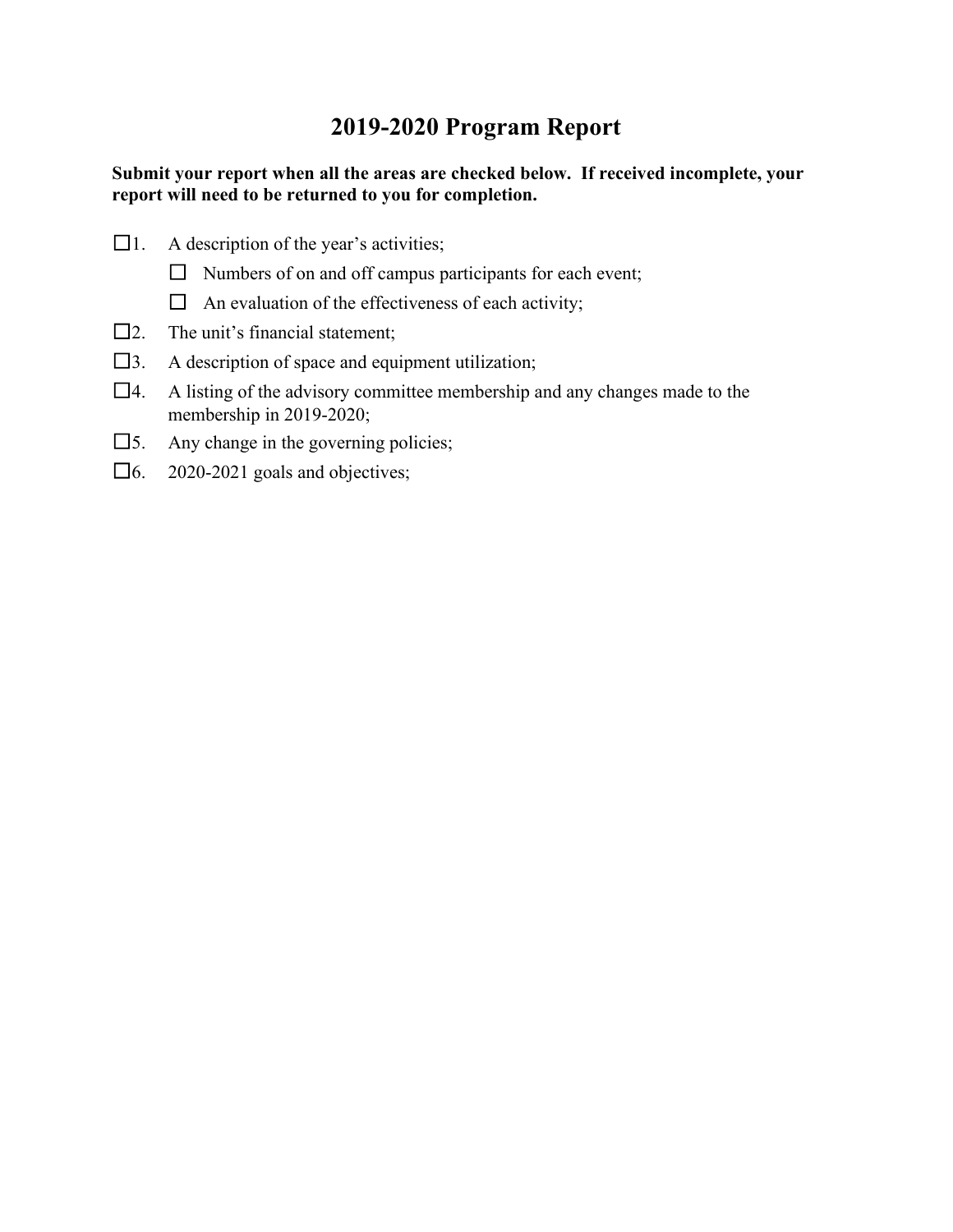# 2019-2020 Program Report

**Submit your report when all the areas are checked below. If received incomplete, your report will need to be returned to you for completion.**

☐1. A description of the year's activities;

- ☐ Numbers of on and off campus participants for each event;
- ☐ An evaluation of the effectiveness of each activity;

☐2. The unit's financial statement;

☐3. A description of space and equipment utilization;

☐4. A listing of the advisory committee membership and any changes made to the membership in 2019-2020;

☐5. Any change in the governing policies;

☐6. 2020-2021 goals and objectives;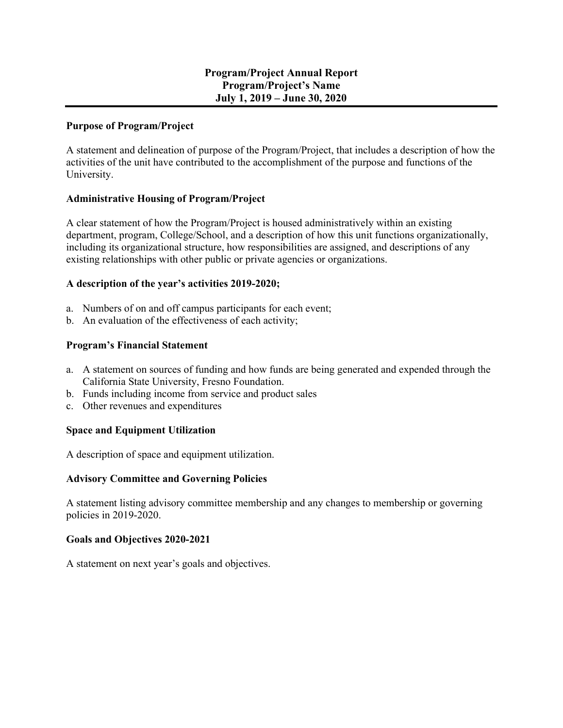# Program/Project Annual Report
# Program/Project's Name
# July 1, 2019 – June 30, 2020

---

**Purpose of Program/Project**

A statement and delineation of purpose of the Program/Project, that includes a description of how the activities of the unit have contributed to the accomplishment of the purpose and functions of the University.

**Administrative Housing of Program/Project**

A clear statement of how the Program/Project is housed administratively within an existing department, program, College/School, and a description of how this unit functions organizationally, including its organizational structure, how responsibilities are assigned, and descriptions of any existing relationships with other public or private agencies or organizations.

**A description of the year's activities 2019-2020;**

a. Numbers of on and off campus participants for each event;
b. An evaluation of the effectiveness of each activity;

**Program's Financial Statement**

a. A statement on sources of funding and how funds are being generated and expended through the California State University, Fresno Foundation.
b. Funds including income from service and product sales
c. Other revenues and expenditures

**Space and Equipment Utilization**

A description of space and equipment utilization.

**Advisory Committee and Governing Policies**

A statement listing advisory committee membership and any changes to membership or governing policies in 2019-2020.

**Goals and Objectives 2020-2021**

A statement on next year's goals and objectives.